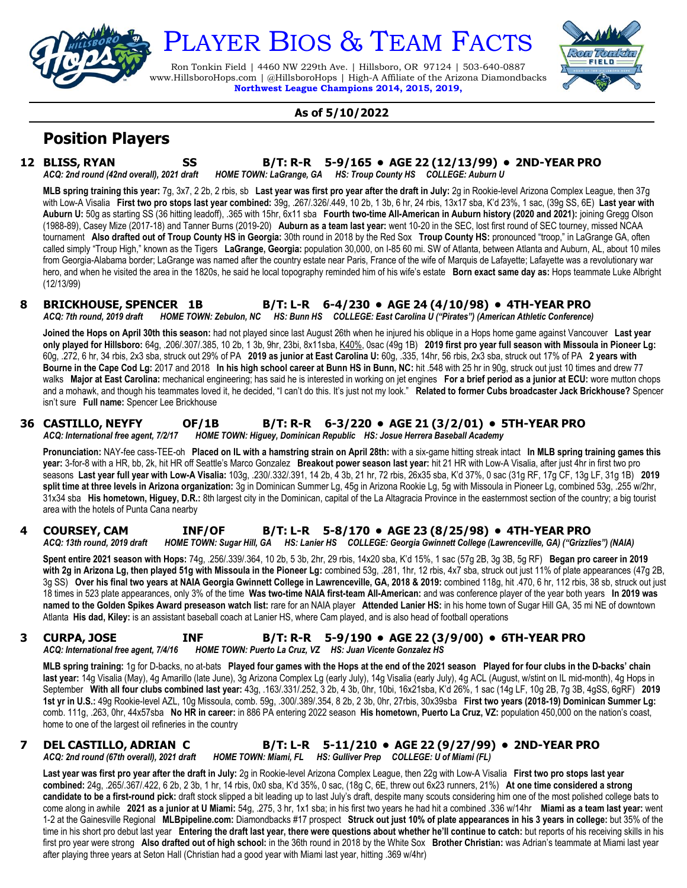# PLAYER BIOS & TEAM FACTS

Ron Tonkin Field | 4460 NW 229th Ave. | Hillsboro, OR 97124 | 503-640-0887
www.HillsboroHops.com | @HillsboroHops | High-A Affiliate of the Arizona Diamondbacks
**Northwest League Champions 2014, 2015, 2019,**

**As of 5/10/2022**

## Position Players

### 12 BLISS, RYAN SS B/T: R-R 5-9/165 • AGE 22 (12/13/99) • 2ND-YEAR PRO

*ACQ: 2nd round (42nd overall), 2021 draft HOME TOWN: LaGrange, GA HS: Troup County HS COLLEGE: Auburn U*

**MLB spring training this year:** 7g, 3x7, 2 2b, 2 rbis, sb **Last year was first pro year after the draft in July:** 2g in Rookie-level Arizona Complex League, then 37g with Low-A Visalia **First two pro stops last year combined:** 39g, .267/.326/.449, 10 2b, 1 3b, 6 hr, 24 rbis, 13x17 sba, K'd 23%, 1 sac, (39g SS, 6E) **Last year with Auburn U:** 50g as starting SS (36 hitting leadoff), .365 with 15hr, 6x11 sba **Fourth two-time All-American in Auburn history (2020 and 2021):** joining Gregg Olson (1988-89), Casey Mize (2017-18) and Tanner Burns (2019-20) **Auburn as a team last year:** went 10-20 in the SEC, lost first round of SEC tourney, missed NCAA tournament **Also drafted out of Troup County HS in Georgia:** 30th round in 2018 by the Red Sox **Troup County HS:** pronounced "troop," in LaGrange GA, often called simply "Troup High," known as the Tigers **LaGrange, Georgia:** population 30,000, on I-85 60 mi. SW of Atlanta, between Atlanta and Auburn, AL, about 10 miles from Georgia-Alabama border; LaGrange was named after the country estate near Paris, France of the wife of Marquis de Lafayette; Lafayette was a revolutionary war hero, and when he visited the area in the 1820s, he said he local topography reminded him of his wife's estate **Born exact same day as:** Hops teammate Luke Albright (12/13/99)

### 8 BRICKHOUSE, SPENCER 1B B/T: L-R 6-4/230 • AGE 24 (4/10/98) • 4TH-YEAR PRO

*ACQ: 7th round, 2019 draft HOME TOWN: Zebulon, NC HS: Bunn HS COLLEGE: East Carolina U ("Pirates") (American Athletic Conference)*

**Joined the Hops on April 30th this season:** had not played since last August 26th when he injured his oblique in a Hops home game against Vancouver **Last year only played for Hillsboro:** 64g, .206/.307/.385, 10 2b, 1 3b, 9hr, 23rbi, 8x11sba, K40%, 0sac (49g 1B) **2019 first pro year full season with Missoula in Pioneer Lg:** 60g, .272, 6 hr, 34 rbis, 2x3 sba, struck out 29% of PA **2019 as junior at East Carolina U:** 60g, .335, 14hr, 56 rbis, 2x3 sba, struck out 17% of PA **2 years with Bourne in the Cape Cod Lg:** 2017 and 2018 **In his high school career at Bunn HS in Bunn, NC:** hit .548 with 25 hr in 90g, struck out just 10 times and drew 77 walks **Major at East Carolina:** mechanical engineering; has said he is interested in working on jet engines **For a brief period as a junior at ECU:** wore mutton chops and a mohawk, and though his teammates loved it, he decided, "I can't do this. It's just not my look." **Related to former Cubs broadcaster Jack Brickhouse?** Spencer isn't sure **Full name:** Spencer Lee Brickhouse

### 36 CASTILLO, NEYFY OF/1B B/T: R-R 6-3/220 • AGE 21 (3/2/01) • 5TH-YEAR PRO

*ACQ: International free agent, 7/2/17 HOME TOWN: Higuey, Dominican Republic HS: Josue Herrera Baseball Academy*

**Pronunciation:** NAY-fee cass-TEE-oh **Placed on IL with a hamstring strain on April 28th:** with a six-game hitting streak intact **In MLB spring training games this year:** 3-for-8 with a HR, bb, 2k, hit HR off Seattle's Marco Gonzalez **Breakout power season last year:** hit 21 HR with Low-A Visalia, after just 4hr in first two pro seasons **Last year full year with Low-A Visalia:** 103g, .230/.332/.391, 14 2b, 4 3b, 21 hr, 72 rbis, 26x35 sba, K'd 37%, 0 sac (31g RF, 17g CF, 13g LF, 31g 1B) **2019 split time at three levels in Arizona organization:** 3g in Dominican Summer Lg, 45g in Arizona Rookie Lg, 5g with Missoula in Pioneer Lg, combined 53g, .255 w/2hr, 31x34 sba **His hometown, Higuey, D.R.:** 8th largest city in the Dominican, capital of the La Altagracia Province in the easternmost section of the country; a big tourist area with the hotels of Punta Cana nearby

### 4 COURSEY, CAM INF/OF B/T: L-R 5-8/170 • AGE 23 (8/25/98) • 4TH-YEAR PRO

*ACQ: 13th round, 2019 draft HOME TOWN: Sugar Hill, GA HS: Lanier HS COLLEGE: Georgia Gwinnett College (Lawrenceville, GA) ("Grizzlies") (NAIA)*

**Spent entire 2021 season with Hops:** 74g, .256/.339/.364, 10 2b, 5 3b, 2hr, 29 rbis, 14x20 sba, K'd 15%, 1 sac (57g 2B, 3g 3B, 5g RF) **Began pro career in 2019 with 2g in Arizona Lg, then played 51g with Missoula in the Pioneer Lg:** combined 53g, .281, 1hr, 12 rbis, 4x7 sba, struck out just 11% of plate appearances (47g 2B, 3g SS) **Over his final two years at NAIA Georgia Gwinnett College in Lawrenceville, GA, 2018 & 2019:** combined 118g, hit .470, 6 hr, 112 rbis, 38 sb, struck out just 18 times in 523 plate appearances, only 3% of the time **Was two-time NAIA first-team All-American:** and was conference player of the year both years **In 2019 was named to the Golden Spikes Award preseason watch list:** rare for an NAIA player **Attended Lanier HS:** in his home town of Sugar Hill GA, 35 mi NE of downtown Atlanta **His dad, Kiley:** is an assistant baseball coach at Lanier HS, where Cam played, and is also head of football operations

### 3 CURPA, JOSE INF B/T: R-R 5-9/190 • AGE 22 (3/9/00) • 6TH-YEAR PRO

*ACQ: International free agent, 7/4/16 HOME TOWN: Puerto La Cruz, VZ HS: Juan Vicente Gonzalez HS*

**MLB spring training:** 1g for D-backs, no at-bats **Played four games with the Hops at the end of the 2021 season** **Played for four clubs in the D-backs' chain last year:** 14g Visalia (May), 4g Amarillo (late June), 3g Arizona Complex Lg (early July), 14g Visalia (early July), 4g ACL (August, w/stint on IL mid-month), 4g Hops in September **With all four clubs combined last year:** 43g, .163/.331/.252, 3 2b, 4 3b, 0hr, 10bi, 16x21sba, K'd 26%, 1 sac (14g LF, 10g 2B, 7g 3B, 4gSS, 6gRF) **2019 1st yr in U.S.:** 49g Rookie-level AZL, 10g Missoula, comb. 59g, .300/.389/.354, 8 2b, 2 3b, 0hr, 27rbis, 30x39sba **First two years (2018-19) Dominican Summer Lg:** comb. 111g, .263, 0hr, 44x57sba **No HR in career:** in 886 PA entering 2022 season **His hometown, Puerto La Cruz, VZ:** population 450,000 on the nation's coast, home to one of the largest oil refineries in the country

### 7 DEL CASTILLO, ADRIAN C B/T: L-R 5-11/210 • AGE 22 (9/27/99) • 2ND-YEAR PRO

*ACQ: 2nd round (67th overall), 2021 draft HOME TOWN: Miami, FL HS: Gulliver Prep COLLEGE: U of Miami (FL)*

**Last year was first pro year after the draft in July:** 2g in Rookie-level Arizona Complex League, then 22g with Low-A Visalia **First two pro stops last year combined:** 24g, .265/.367/.422, 6 2b, 2 3b, 1 hr, 14 rbis, 0x0 sba, K'd 35%, 0 sac, (18g C, 6E, threw out 6x23 runners, 21%) **At one time considered a strong candidate to be a first-round pick:** draft stock slipped a bit leading up to last July's draft, despite many scouts considering him one of the most polished college bats to come along in awhile **2021 as a junior at U Miami:** 54g, .275, 3 hr, 1x1 sba; in his first two years he had hit a combined .336 w/14hr **Miami as a team last year:** went 1-2 at the Gainesville Regional **MLBpipeline.com:** Diamondbacks #17 prospect **Struck out just 10% of plate appearances in his 3 years in college:** but 35% of the time in his short pro debut last year **Entering the draft last year, there were questions about whether he'll continue to catch:** but reports of his receiving skills in his first pro year were strong **Also drafted out of high school:** in the 36th round in 2018 by the White Sox **Brother Christian:** was Adrian's teammate at Miami last year after playing three years at Seton Hall (Christian had a good year with Miami last year, hitting .369 w/4hr)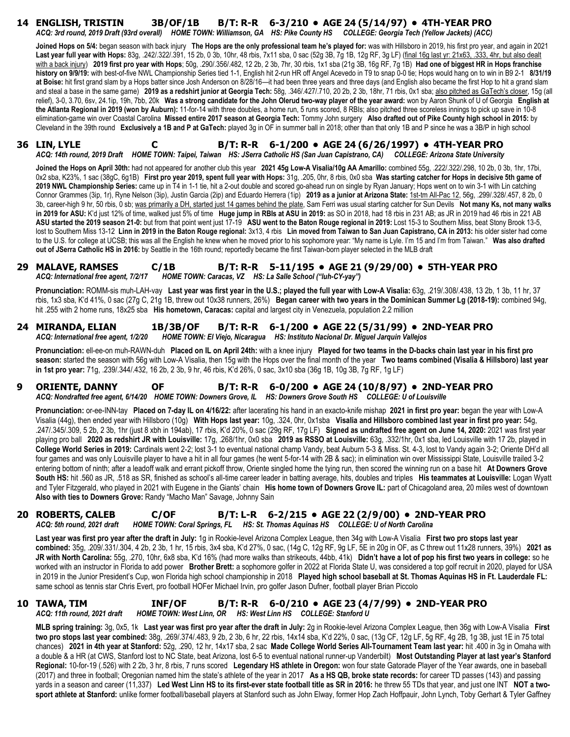## 14 ENGLISH, TRISTIN 3B/OF/1B B/T: R-R 6-3/210 • AGE 24 (5/14/97) • 4TH-YEAR PRO

*ACQ: 3rd round, 2019 Draft (93rd overall) HOME TOWN: Williamson, GA HS: Pike County HS COLLEGE: Georgia Tech (Yellow Jackets) (ACC)*

**Joined Hops on 5/4:** began season with back injury **The Hops are the only professional team he's played for:** was with Hillsboro in 2019, his first pro year, and again in 2021 **Last year full year with Hops:** 83g, .242/.322/.391, 15 2b, 0 3b, 10hr, 48 rbis, 7x11 sba, 0 sac (52g 3B, 7g 1B, 12g RF, 3g LF) (final 16g last yr: 21x63, .333, 4hr, but also dealt with a back injury) **2019 first pro year with Hops**; 50g, .290/.356/.482, 12 2b, 2 3b, 7hr, 30 rbis, 1x1 sba (21g 3B, 16g RF, 7g 1B) **Had one of biggest HR in Hops franchise history on 9/9/19:** with best-of-five NWL Championship Series tied 1-1, English hit 2-run HR off Angel Acevedo in T9 to snap 0-0 tie; Hops would hang on to win in B9 2-1 **8/31/19 at Boise:** hit first grand slam by a Hops batter since Josh Anderson on 8/28/16—it had been three years and three days (and English also became the first Hop to hit a grand slam and steal a base in the same game) **2019 as a redshirt junior at Georgia Tech:** 58g, .346/.427/.710, 20 2b, 2 3b, 18hr, 71 rbis, 0x1 sba; also pitched as GaTech's closer, 15g (all relief), 3-0, 3.70, 6sv, 24.1ip, 19h, 7bb, 20k **Was a strong candidate for the John Olerud two-way player of the year award:** won by Aaron Shunk of U of Georgia **English at the Atlanta Regional in 2019 (won by Auburn):** 11-for-14 with three doubles, a home run, 5 runs scored, 8 RBIs; also pitched three scoreless innings to pick up save in 10-8 elimination-game win over Coastal Carolina **Missed entire 2017 season at Georgia Tech:** Tommy John surgery **Also drafted out of Pike County high school in 2015:** by Cleveland in the 39th round **Exclusively a 1B and P at GaTech:** played 3g in OF in summer ball in 2018; other than that only 1B and P since he was a 3B/P in high school

## 36 LIN, LYLE C B/T: R-R 6-1/200 • AGE 24 (6/26/1997) • 4TH-YEAR PRO

*ACQ: 14th round, 2019 Draft HOME TOWN: Taipei, Taiwan HS: JSerra Catholic HS (San Juan Capistrano, CA) COLLEGE: Arizona State University*

**Joined the Hops on April 30th:** had not appeared for another club this year **2021 45g Low-A Visalia/10g AA Amarillo:** combined 55g, .222/.322/.298, 10 2b, 0 3b, 1hr, 17bi, 0x2 sba, K23%, 1 sac (38gC, 6g1B) **First pro year 2019, spent full year with Hops:** 31g, .205, 0hr, 8 rbis, 0x0 sba **Was starting catcher for Hops in decisive 5th game of 2019 NWL Championship Series:** came up in T4 in 1-1 tie, hit a 2-out double and scored go-ahead run on single by Ryan January; Hops went on to win 3-1 with Lin catching Connor Grammes (3ip, 1r), Ryne Nelson (3ip), Justin Garcia (2ip) and Eduardo Herrera (1ip) **2019 as a junior at Arizona State:** 1st-tm All-Pac 12, 56g, .299/.328/.457, 8 2b, 0 3b, career-high 9 hr, 50 rbis, 0 sb; was primarily a DH, started just 14 games behind the plate, Sam Ferri was usual starting catcher for Sun Devils **Not many Ks, not many walks in 2019 for ASU:** K'd just 12% of time, walked just 5% of time **Huge jump in RBIs at ASU in 2019:** as SO in 2018, had 18 rbis in 231 AB; as JR in 2019 had 46 rbis in 221 AB **ASU started the 2019 season 21-0:** but from that point went just 17-19 **ASU went to the Baton Rouge regional in 2019:** Lost 15-3 to Southern Miss, beat Stony Brook 13-5, lost to Southern Miss 13-12 **Linn in 2019 in the Baton Rouge regional:** 3x13, 4 rbis **Lin moved from Taiwan to San Juan Capistrano, CA in 2013:** his older sister had come to the U.S. for college at UCSB; this was all the English he knew when he moved prior to his sophomore year: "My name is Lyle. I'm 15 and I'm from Taiwan." **Was also drafted out of JSerra Catholic HS in 2016:** by Seattle in the 16th round; reportedly became the first Taiwan-born player selected in the MLB draft

## 29 MALAVE, RAMSES C/1B B/T: R-R 5-11/195 • AGE 21 (9/29/00) • 5TH-YEAR PRO

*ACQ: International free agent, 7/2/17 HOME TOWN: Caracas, VZ HS: La Salle School ("luh-CY-yay")*

**Pronunciation:** ROMM-sis muh-LAH-vay **Last year was first year in the U.S.; played the full year with Low-A Visalia:** 63g, .219/.308/.438, 13 2b, 1 3b, 11 hr, 37 rbis, 1x3 sba, K'd 41%, 0 sac (27g C, 21g 1B, threw out 10x38 runners, 26%) **Began career with two years in the Dominican Summer Lg (2018-19):** combined 94g, hit .255 with 2 home runs, 18x25 sba **His hometown, Caracas:** capital and largest city in Venezuela, population 2.2 million

## 24 MIRANDA, ELIAN 1B/3B/OF B/T: R-R 6-1/200 • AGE 22 (5/31/99) • 2ND-YEAR PRO

*ACQ: International free agent, 1/2/20 HOME TOWN: El Viejo, Nicaragua HS: Instituto Nacional Dr. Miguel Jarquin Vallejos*

**Pronunciation:** ell-ee-on muh-RAWN-duh **Placed on IL on April 24th:** with a knee injury **Played for two teams in the D-backs chain last year in his first pro season:** started the season with 56g with Low-A Visalia, then 15g with the Hops over the final month of the year **Two teams combined (Visalia & Hillsboro) last year in 1st pro year:** 71g, .239/.344/.432, 16 2b, 2 3b, 9 hr, 46 rbis, K'd 26%, 0 sac, 3x10 sba (36g 1B, 10g 3B, 7g RF, 1g LF)

## 9 ORIENTE, DANNY OF B/T: R-R 6-0/200 • AGE 24 (10/8/97) • 2ND-YEAR PRO

*ACQ: Nondrafted free agent, 6/14/20 HOME TOWN: Downers Grove, IL HS: Downers Grove South HS COLLEGE: U of Louisville*

**Pronunciation:** or-ee-INN-tay **Placed on 7-day IL on 4/16/22:** after lacerating his hand in an exacto-knife mishap **2021 in first pro year:** began the year with Low-A Visalia (44g), then ended year with Hillsboro (10g) **With Hops last year:** 10g, .324, 0hr, 0x1sba **Visalia and Hillsboro combined last year in first pro year:** 54g, .247/.345/.309, 5 2b, 2 3b, 1hr (just 8 xbh in 194ab), 17 rbis, K'd 20%, 0 sac (29g RF, 17g LF) **Signed as undrafted free agent on June 14, 2020:** 2021 was first year playing pro ball **2020 as redshirt JR with Louisville:** 17g, .268/1hr, 0x0 sba **2019 as RSSO at Louisville:** 63g, .332/1hr, 0x1 sba, led Louisville with 17 2b, played in **College World Series in 2019:** Cardinals went 2-2; lost 3-1 to eventual national champ Vandy, beat Auburn 5-3 & Miss. St. 4-3, lost to Vandy again 3-2; Oriente DH'd all four games and was only Louisville player to have a hit in all four games (he went 5-for-14 with 2B & sac); in elimination win over Mississippi State, Louisville trailed 3-2 entering bottom of ninth; after a leadoff walk and errant pickoff throw, Oriente singled home the tying run, then scored the winning run on a base hit **At Downers Grove South HS:** hit .560 as JR, .518 as SR, finished as school's all-time career leader in batting average, hits, doubles and triples **His teammates at Louisville:** Logan Wyatt and Tyler Fitzgerald, who played in 2021 with Eugene in the Giants' chain **His home town of Downers Grove IL:** part of Chicagoland area, 20 miles west of downtown **Also with ties to Downers Grove:** Randy "Macho Man" Savage, Johnny Sain

## 20 ROBERTS, CALEB C/OF B/T: L-R 6-2/215 • AGE 22 (2/9/00) • 2ND-YEAR PRO

*ACQ: 5th round, 2021 draft HOME TOWN: Coral Springs, FL HS: St. Thomas Aquinas HS COLLEGE: U of North Carolina*

**Last year was first pro year after the draft in July:** 1g in Rookie-level Arizona Complex League, then 34g with Low-A Visalia **First two pro stops last year combined:** 35g, .209/.331/.304, 4 2b, 2 3b, 1 hr, 15 rbis, 3x4 sba, K'd 27%, 0 sac, (14g C, 12g RF, 9g LF, 5E in 20g in OF, as C threw out 11x28 runners, 39%) **2021 as JR with North Carolina:** 55g, .270, 10hr, 6x8 sba, K'd 16% (had more walks than strikeouts, 44bb, 41k) **Didn't have a lot of pop his first two years in college:** so he worked with an instructor in Florida to add power **Brother Brett:** a sophomore golfer in 2022 at Florida State U, was considered a top golf recruit in 2020, played for USA in 2019 in the Junior President's Cup, won Florida high school championship in 2018 **Played high school baseball at St. Thomas Aquinas HS in Ft. Lauderdale FL:** same school as tennis star Chris Evert, pro football HOFer Michael Irvin, pro golfer Jason Dufner, football player Brian Piccolo

## 10 TAWA, TIM INF/OF B/T: R-R 6-0/210 • AGE 23 (4/7/99) • 2ND-YEAR PRO

*ACQ: 11th round, 2021 draft HOME TOWN: West Linn, OR HS: West Linn HS COLLEGE: Stanford U*

**MLB spring training:** 3g, 0x5, 1k **Last year was first pro year after the draft in July:** 2g in Rookie-level Arizona Complex League, then 36g with Low-A Visalia **First two pro stops last year combined:** 38g, .269/.374/.483, 9 2b, 2 3b, 6 hr, 22 rbis, 14x14 sba, K'd 22%, 0 sac, (13g CF, 12g LF, 5g RF, 4g 2B, 1g 3B, just 1E in 75 total chances) **2021 in 4th year at Stanford:** 52g, .290, 12 hr, 14x17 sba, 2 sac **Made College World Series All-Tournament Team last year:** hit .400 in 3g in Omaha with a double & a HR (at CWS, Stanford lost to NC State, beat Arizona, lost 6-5 to eventual national runner-up Vanderbilt) **Most Outstanding Player at last year's Stanford Regional:** 10-for-19 (.526) with 2 2b, 3 hr, 8 rbis, 7 runs scored **Legendary HS athlete in Oregon:** won four state Gatorade Player of the Year awards, one in baseball (2017) and three in football; Oregonian named him the state's athlete of the year in 2017 **As a HS QB, broke state records:** for career TD passes (143) and passing yards in a season and career (11,337) **Led West Linn HS to its first-ever state football title as SR in 2016:** he threw 55 TDs that year, and just one INT **NOT a two-sport athlete at Stanford:** unlike former football/baseball players at Stanford such as John Elway, former Hop Zach Hoffpauir, John Lynch, Toby Gerhart & Tyler Gaffney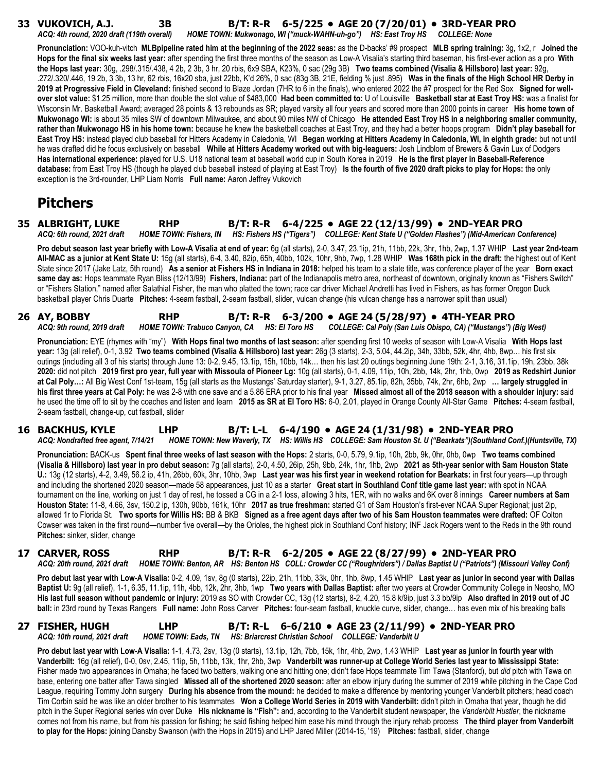**33 VUKOVICH, A.J. 3B B/T: R-R 6-5/225 • AGE 20 (7/20/01) • 3RD-YEAR PRO**

*ACQ: 4th round, 2020 draft (119th overall) HOME TOWN: Mukwonago, WI ("muck-WAHN-uh-go") HS: East Troy HS COLLEGE: None*

**Pronunciation:** VOO-kuh-vitch **MLBpipeline rated him at the beginning of the 2022 seas:** as the D-backs' #9 prospect **MLB spring training:** 3g, 1x2, r **Joined the Hops for the final six weeks last year:** after spending the first three months of the season as Low-A Visalia's starting third baseman, his first-ever action as a pro **With the Hops last year:** 30g, .298/.315/.438, 4 2b, 2 3b, 3 hr, 20 rbis, 6x9 SBA, K23%, 0 sac (29g 3B) **Two teams combined (Visalia & Hillsboro) last year:** 92g, .272/.320/.446, 19 2b, 3 3b, 13 hr, 62 rbis, 16x20 sba, just 22bb, K'd 26%, 0 sac (83g 3B, 21E, fielding % just .895) **Was in the finals of the High School HR Derby in 2019 at Progressive Field in Cleveland:** finished second to Blaze Jordan (7HR to 6 in the finals), who entered 2022 the #7 prospect for the Red Sox **Signed for well-over slot value:** $1.25 million, more than double the slot value of $483,000 **Had been committed to:** U of Louisville **Basketball star at East Troy HS:** was a finalist for Wisconsin Mr. Basketball Award; averaged 28 points & 13 rebounds as SR; played varsity all four years and scored more than 2000 points in career **His home town of Mukwonago WI:** is about 35 miles SW of downtown Milwaukee, and about 90 miles NW of Chicago **He attended East Troy HS in a neighboring smaller community, rather than Mukwonago HS in his home town:** because he knew the basketball coaches at East Troy, and they had a better hoops program **Didn't play baseball for East Troy HS:** instead played club baseball for Hitters Academy in Caledonia, WI **Began working at Hitters Academy in Caledonia, WI, in eighth grade:** but not until he was drafted did he focus exclusively on baseball **While at Hitters Academy worked out with big-leaguers:** Josh Lindblom of Brewers & Gavin Lux of Dodgers **Has international experience:** played for U.S. U18 national team at baseball world cup in South Korea in 2019 **He is the first player in Baseball-Reference database:** from East Troy HS (though he played club baseball instead of playing at East Troy) **Is the fourth of five 2020 draft picks to play for Hops:** the only exception is the 3rd-rounder, LHP Liam Norris **Full name:** Aaron Jeffrey Vukovich

## Pitchers

**35 ALBRIGHT, LUKE RHP B/T: R-R 6-4/225 • AGE 22 (12/13/99) • 2ND-YEAR PRO**

*ACQ: 6th round, 2021 draft HOME TOWN: Fishers, IN HS: Fishers HS ("Tigers") COLLEGE: Kent State U ("Golden Flashes") (Mid-American Conference)*

**Pro debut season last year briefly with Low-A Visalia at end of year:** 6g (all starts), 2-0, 3.47, 23.1ip, 21h, 11bb, 22k, 3hr, 1hb, 2wp, 1.37 WHIP **Last year 2nd-team All-MAC as a junior at Kent State U:** 15g (all starts), 6-4, 3.40, 82ip, 65h, 40bb, 102k, 10hr, 9hb, 7wp, 1.28 WHIP **Was 168th pick in the draft:** the highest out of Kent State since 2017 (Jake Latz, 5th round) **As a senior at Fishers HS in Indiana in 2018:** helped his team to a state title, was conference player of the year **Born exact same day as:** Hops teammate Ryan Bliss (12/13/99) **Fishers, Indiana:** part of the Indianapolis metro area, northeast of downtown, originally known as "Fishers Switch" or "Fishers Station," named after Salathiel Fisher, the man who platted the town; race car driver Michael Andretti has lived in Fishers, as has former Oregon Duck basketball player Chris Duarte **Pitches:** 4-seam fastball, 2-seam fastball, slider, vulcan change (his vulcan change has a narrower split than usual)

**26 AY, BOBBY RHP B/T: R-R 6-3/200 • AGE 24 (5/28/97) • 4TH-YEAR PRO**

*ACQ: 9th round, 2019 draft HOME TOWN: Trabuco Canyon, CA HS: El Toro HS COLLEGE: Cal Poly (San Luis Obispo, CA) ("Mustangs") (Big West)*

**Pronunciation:** EYE (rhymes with "my") **With Hops final two months of last season:** after spending first 10 weeks of season with Low-A Visalia **With Hops last year:** 13g (all relief), 0-1, 3.92 **Two teams combined (Visalia & Hillsboro) last year:** 26g (3 starts), 2-3, 5.04, 44.2ip, 34h, 33bb, 52k, 4hr, 4hb, 8wp… his first six outings (including all 3 of his starts) through June 13: 0-2, 9.45, 13.1ip, 15h, 10bb, 14k… then his last 20 outings beginning June 19th: 2-1, 3.16, 31.1ip, 19h, 23bb, 38k **2020:** did not pitch **2019 first pro year, full year with Missoula of Pioneer Lg:** 10g (all starts), 0-1, 4.09, 11ip, 10h, 2bb, 14k, 2hr, 1hb, 0wp **2019 as Redshirt Junior at Cal Poly…:** All Big West Conf 1st-team, 15g (all starts as the Mustangs' Saturday starter), 9-1, 3.27, 85.1ip, 82h, 35bb, 74k, 2hr, 6hb, 2wp **… largely struggled in his first three years at Cal Poly:** he was 2-8 with one save and a 5.86 ERA prior to his final year **Missed almost all of the 2018 season with a shoulder injury:** said he used the time off to sit by the coaches and listen and learn **2015 as SR at El Toro HS:** 6-0, 2.01, played in Orange County All-Star Game **Pitches:** 4-seam fastball, 2-seam fastball, change-up, cut fastball, slider

**16 BACKHUS, KYLE LHP B/T: L-L 6-4/190 • AGE 24 (1/31/98) • 2ND-YEAR PRO**

*ACQ: Nondrafted free agent, 7/14/21 HOME TOWN: New Waverly, TX HS: Willis HS COLLEGE: Sam Houston St. U ("Bearkats")(Southland Conf.)(Huntsville, TX)*

**Pronunciation:** BACK-us **Spent final three weeks of last season with the Hops:** 2 starts, 0-0, 5.79, 9.1ip, 10h, 2bb, 9k, 0hr, 0hb, 0wp **Two teams combined (Visalia & Hillsboro) last year in pro debut season:** 7g (all starts), 2-0, 4.50, 26ip, 25h, 9bb, 24k, 1hr, 1hb, 2wp **2021 as 5th-year senior with Sam Houston State U.:** 13g (12 starts), 4-2, 3.49, 56.2 ip, 41h, 26bb, 60k, 3hr, 10hb, 3wp **Last year was his first year in weekend rotation for Bearkats:** in first four years—up through and including the shortened 2020 season—made 58 appearances, just 10 as a starter **Great start in Southland Conf title game last year:** with spot in NCAA tournament on the line, working on just 1 day of rest, he tossed a CG in a 2-1 loss, allowing 3 hits, 1ER, with no walks and 6K over 8 innings **Career numbers at Sam Houston State:** 11-8, 4.66, 3sv, 150.2 ip, 130h, 90bb, 161k, 10hr **2017 as true freshman:** started G1 of Sam Houston's first-ever NCAA Super Regional; just 2ip, allowed 1r to Florida St. **Two sports for Willis HS:** BB & BKB **Signed as a free agent days after two of his Sam Houston teammates were drafted:** OF Colton Cowser was taken in the first round—number five overall—by the Orioles, the highest pick in Southland Conf history; INF Jack Rogers went to the Reds in the 9th round **Pitches:** sinker, slider, change

**17 CARVER, ROSS RHP B/T: R-R 6-2/205 • AGE 22 (8/27/99) • 2ND-YEAR PRO**

*ACQ: 20th round, 2021 draft HOME TOWN: Benton, AR HS: Benton HS COLL: Crowder CC ("Roughriders") / Dallas Baptist U ("Patriots") (Missouri Valley Conf)*

**Pro debut last year with Low-A Visalia:** 0-2, 4.09, 1sv, 8g (0 starts), 22ip, 21h, 11bb, 33k, 0hr, 1hb, 8wp, 1.45 WHIP **Last year as junior in second year with Dallas Baptist U:** 9g (all relief), 1-1, 6.35, 11.1ip, 11h, 4bb, 12k, 2hr, 3hb, 1wp **Two years with Dallas Baptist:** after two years at Crowder Community College in Neosho, MO **His last full season without pandemic or injury:** 2019 as SO with Crowder CC, 13g (12 starts), 8-2, 4.20, 15.8 k/9ip, just 3.3 bb/9ip **Also drafted in 2019 out of JC ball:** in 23rd round by Texas Rangers **Full name:** John Ross Carver **Pitches:** four-seam fastball, knuckle curve, slider, change… has even mix of his breaking balls

**27 FISHER, HUGH LHP B/T: R-L 6-6/210 • AGE 23 (2/11/99) • 2ND-YEAR PRO**

*ACQ: 10th round, 2021 draft HOME TOWN: Eads, TN HS: Briarcrest Christian School COLLEGE: Vanderbilt U*

**Pro debut last year with Low-A Visalia:** 1-1, 4.73, 2sv, 13g (0 starts), 13.1ip, 12h, 7bb, 15k, 1hr, 4hb, 2wp, 1.43 WHIP **Last year as junior in fourth year with Vanderbilt:** 16g (all relief), 0-0, 0sv, 2.45, 11ip, 5h, 11bb, 13k, 1hr, 2hb, 3wp **Vanderbilt was runner-up at College World Series last year to Mississippi State:** Fisher made two appearances in Omaha; he faced two batters, walking one and hitting one; didn't face Hops teammate Tim Tawa (Stanford), but *did* pitch with Tawa on base, entering one batter after Tawa singled **Missed all of the shortened 2020 season:** after an elbow injury during the summer of 2019 while pitching in the Cape Cod League, requiring Tommy John surgery **During his absence from the mound:** he decided to make a difference by mentoring younger Vanderbilt pitchers; head coach Tim Corbin said he was like an older brother to his teammates **Won a College World Series in 2019 with Vanderbilt:** didn't pitch in Omaha that year, though he did pitch in the Super Regional series win over Duke **His nickname is "Fish":** and, according to the Vanderbilt student newspaper, the *Vanderbilt Hustler*, the nickname comes not from his name, but from his passion for fishing; he said fishing helped him ease his mind through the injury rehab process **The third player from Vanderbilt to play for the Hops:** joining Dansby Swanson (with the Hops in 2015) and LHP Jared Miller (2014-15, '19) **Pitches:** fastball, slider, change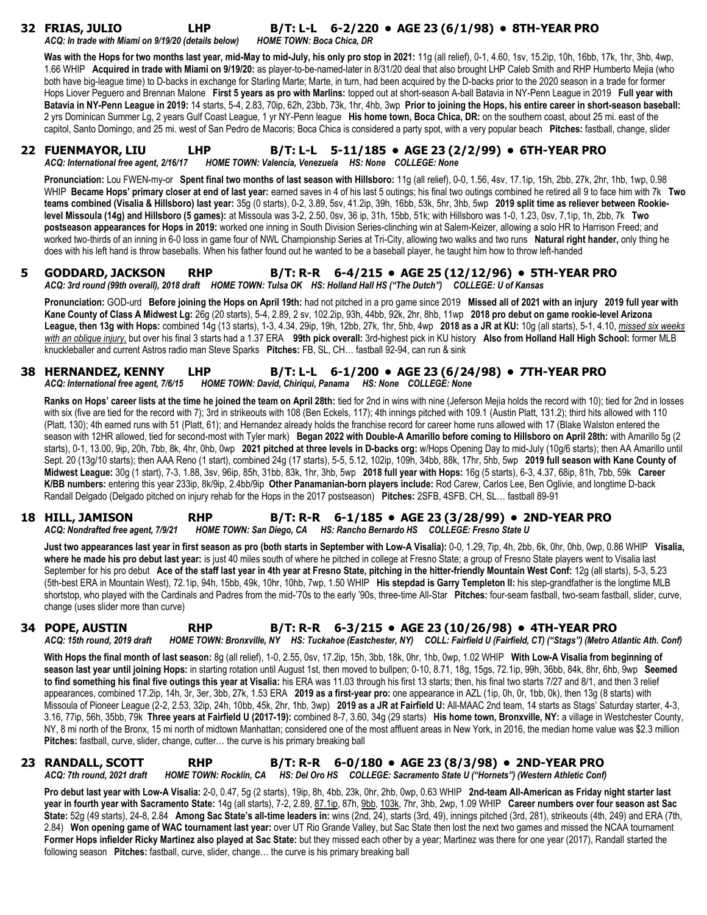## 32 FRIAS, JULIO LHP B/T: L-L 6-2/220 • AGE 23 (6/1/98) • 8TH-YEAR PRO

*ACQ: In trade with Miami on 9/19/20 (details below) HOME TOWN: Boca Chica, DR*

**Was with the Hops for two months last year, mid-May to mid-July, his only pro stop in 2021:** 11g (all relief), 0-1, 4.60, 1sv, 15.2ip, 10h, 16bb, 17k, 1hr, 3hb, 4wp, 1.66 WHIP **Acquired in trade with Miami on 9/19/20:** as player-to-be-named-later in 8/31/20 deal that also brought LHP Caleb Smith and RHP Humberto Mejia (who both have big-league time) to D-backs in exchange for Starling Marte; Marte, in turn, had been acquired by the D-backs prior to the 2020 season in a trade for former Hops Liover Peguero and Brennan Malone **First 5 years as pro with Marlins:** topped out at short-season A-ball Batavia in NY-Penn League in 2019 **Full year with Batavia in NY-Penn League in 2019:** 14 starts, 5-4, 2.83, 70ip, 62h, 23bb, 73k, 1hr, 4hb, 3wp **Prior to joining the Hops, his entire career in short-season baseball:** 2 yrs Dominican Summer Lg, 2 years Gulf Coast League, 1 yr NY-Penn league **His home town, Boca Chica, DR:** on the southern coast, about 25 mi. east of the capitol, Santo Domingo, and 25 mi. west of San Pedro de Macoris; Boca Chica is considered a party spot, with a very popular beach **Pitches:** fastball, change, slider

## 22 FUENMAYOR, LIU LHP B/T: L-L 5-11/185 • AGE 23 (2/2/99) • 6TH-YEAR PRO

*ACQ: International free agent, 2/16/17 HOME TOWN: Valencia, Venezuela HS: None COLLEGE: None*

**Pronunciation:** Lou FWEN-my-or **Spent final two months of last season with Hillsboro:** 11g (all relief), 0-0, 1.56, 4sv, 17.1ip, 15h, 2bb, 27k, 2hr, 1hb, 1wp, 0.98 WHIP **Became Hops' primary closer at end of last year:** earned saves in 4 of his last 5 outings; his final two outings combined he retired all 9 to face him with 7k **Two teams combined (Visalia & Hillsboro) last year:** 35g (0 starts), 0-2, 3.89, 5sv, 41.2ip, 39h, 16bb, 53k, 5hr, 3hb, 5wp **2019 split time as reliever between Rookie-level Missoula (14g) and Hillsboro (5 games):** at Missoula was 3-2, 2.50, 0sv, 36 ip, 31h, 15bb, 51k; with Hillsboro was 1-0, 1.23, 0sv, 7,1ip, 1h, 2bb, 7k **Two postseason appearances for Hops in 2019:** worked one inning in South Division Series-clinching win at Salem-Keizer, allowing a solo HR to Harrison Freed; and worked two-thirds of an inning in 6-0 loss in game four of NWL Championship Series at Tri-City, allowing two walks and two runs **Natural right hander,** only thing he does with his left hand is throw baseballs. When his father found out he wanted to be a baseball player, he taught him how to throw left-handed

## 5 GODDARD, JACKSON RHP B/T: R-R 6-4/215 • AGE 25 (12/12/96) • 5TH-YEAR PRO

*ACQ: 3rd round (99th overall), 2018 draft HOME TOWN: Tulsa OK HS: Holland Hall HS ("The Dutch") COLLEGE: U of Kansas*

**Pronunciation:** GOD-urd **Before joining the Hops on April 19th:** had not pitched in a pro game since 2019 **Missed all of 2021 with an injury 2019 full year with Kane County of Class A Midwest Lg:** 26g (20 starts), 5-4, 2.89, 2 sv, 102.2ip, 93h, 44bb, 92k, 2hr, 8hb, 11wp **2018 pro debut on game rookie-level Arizona League, then 13g with Hops:** combined 14g (13 starts), 1-3, 4.34, 29ip, 19h, 12bb, 27k, 1hr, 5hb, 4wp **2018 as a JR at KU:** 10g (all starts), 5-1, 4.10, *missed six weeks with an oblique injury,* but over his final 3 starts had a 1.37 ERA **99th pick overall:** 3rd-highest pick in KU history **Also from Holland Hall High School:** former MLB knuckleballer and current Astros radio man Steve Sparks **Pitches:** FB, SL, CH… fastball 92-94, can run & sink

## 38 HERNANDEZ, KENNY LHP B/T: L-L 6-1/200 • AGE 23 (6/24/98) • 7TH-YEAR PRO

*ACQ: International free agent, 7/6/15 HOME TOWN: David, Chiriqui, Panama HS: None COLLEGE: None*

**Ranks on Hops' career lists at the time he joined the team on April 28th:** tied for 2nd in wins with nine (Jeferson Mejia holds the record with 10); tied for 2nd in losses with six (five are tied for the record with 7); 3rd in strikeouts with 108 (Ben Eckels, 117); 4th innings pitched with 109.1 (Austin Platt, 131.2); third hits allowed with 110 (Platt, 130); 4th earned runs with 51 (Platt, 61); and Hernandez already holds the franchise record for career home runs allowed with 17 (Blake Walston entered the season with 12HR allowed, tied for second-most with Tyler mark) **Began 2022 with Double-A Amarillo before coming to Hillsboro on April 28th:** with Amarillo 5g (2 starts), 0-1, 13.00, 9ip, 20h, 7bb, 8k, 4hr, 0hb, 0wp **2021 pitched at three levels in D-backs org:** w/Hops Opening Day to mid-July (10g/6 starts); then AA Amarillo until Sept. 20 (13g/10 starts); then AAA Reno (1 start), combined 24g (17 starts), 5-5, 5.12, 102ip, 109h, 34bb, 88k, 17hr, 5hb, 5wp **2019 full season with Kane County of Midwest League:** 30g (1 start), 7-3, 1.88, 3sv, 96ip, 85h, 31bb, 83k, 1hr, 3hb, 5wp **2018 full year with Hops:** 16g (5 starts), 6-3, 4.37, 68ip, 81h, 7bb, 59k **Career K/BB numbers:** entering this year 233ip, 8k/9ip, 2.4bb/9ip **Other Panamanian-born players include:** Rod Carew, Carlos Lee, Ben Oglivie, and longtime D-back Randall Delgado (Delgado pitched on injury rehab for the Hops in the 2017 postseason) **Pitches:** 2SFB, 4SFB, CH, SL… fastball 89-91

## 18 HILL, JAMISON RHP B/T: R-R 6-1/185 • AGE 23 (3/28/99) • 2ND-YEAR PRO

*ACQ: Nondrafted free agent, 7/9/21 HOME TOWN: San Diego, CA HS: Rancho Bernardo HS COLLEGE: Fresno State U*

**Just two appearances last year in first season as pro (both starts in September with Low-A Visalia):** 0-0, 1.29, 7ip, 4h, 2bb, 6k, 0hr, 0hb, 0wp, 0.86 WHIP **Visalia, where he made his pro debut last year:** is just 40 miles south of where he pitched in college at Fresno State; a group of Fresno State players went to Visalia last September for his pro debut **Ace of the staff last year in 4th year at Fresno State, pitching in the hitter-friendly Mountain West Conf:** 12g (all starts), 5-3, 5.23 (5th-best ERA in Mountain West), 72.1ip, 94h, 15bb, 49k, 10hr, 10hb, 7wp, 1.50 WHIP **His stepdad is Garry Templeton II:** his step-grandfather is the longtime MLB shortstop, who played with the Cardinals and Padres from the mid-'70s to the early '90s, three-time All-Star **Pitches:** four-seam fastball, two-seam fastball, slider, curve, change (uses slider more than curve)

## 34 POPE, AUSTIN RHP B/T: R-R 6-3/215 • AGE 23 (10/26/98) • 4TH-YEAR PRO

*ACQ: 15th round, 2019 draft HOME TOWN: Bronxville, NY HS: Tuckahoe (Eastchester, NY) COLL: Fairfield U (Fairfield, CT) ("Stags") (Metro Atlantic Ath. Conf)*

**With Hops the final month of last season:** 8g (all relief), 1-0, 2.55, 0sv, 17.2ip, 15h, 3bb, 18k, 0hr, 1hb, 0wp, 1.02 WHIP **With Low-A Visalia from beginning of season last year until joining Hops:** in starting rotation until August 1st, then moved to bullpen; 0-10, 8.71, 18g, 15gs, 72.1ip, 99h, 36bb, 84k, 8hr, 6hb, 9wp **Seemed to find something his final five outings this year at Visalia:** his ERA was 11.03 through his first 13 starts; then, his final two starts 7/27 and 8/1, and then 3 relief appearances, combined 17.2ip, 14h, 3r, 3er, 3bb, 27k, 1.53 ERA **2019 as a first-year pro:** one appearance in AZL (1ip, 0h, 0r, 1bb, 0k), then 13g (8 starts) with Missoula of Pioneer League (2-2, 2.53, 32ip, 24h, 10bb, 45k, 2hr, 1hb, 3wp) **2019 as a JR at Fairfield U:** All-MAAC 2nd team, 14 starts as Stags' Saturday starter, 4-3, 3.16, 77ip, 56h, 35bb, 79k **Three years at Fairfield U (2017-19):** combined 8-7, 3.60, 34g (29 starts) **His home town, Bronxville, NY:** a village in Westchester County, NY, 8 mi north of the Bronx, 15 mi north of midtown Manhattan; considered one of the most affluent areas in New York, in 2016, the median home value was $2.3 million **Pitches:** fastball, curve, slider, change, cutter… the curve is his primary breaking ball

## 23 RANDALL, SCOTT RHP B/T: R-R 6-0/180 • AGE 23 (8/3/98) • 2ND-YEAR PRO

*ACQ: 7th round, 2021 draft HOME TOWN: Rocklin, CA HS: Del Oro HS COLLEGE: Sacramento State U ("Hornets") (Western Athletic Conf)*

**Pro debut last year with Low-A Visalia:** 2-0, 0.47, 5g (2 starts), 19ip, 8h, 4bb, 23k, 0hr, 2hb, 0wp, 0.63 WHIP **2nd-team All-American as Friday night starter last year in fourth year with Sacramento State:** 14g (all starts), 7-2, 2.89, 87.1ip, 87h, 9bb, 103k, 7hr, 3hb, 2wp, 1.09 WHIP **Career numbers over four season ast Sac State:** 52g (49 starts), 24-8, 2.84 **Among Sac State's all-time leaders in:** wins (2nd, 24), starts (3rd, 49), innings pitched (3rd, 281), strikeouts (4th, 249) and ERA (7th, 2.84) **Won opening game of WAC tournament last year:** over UT Rio Grande Valley, but Sac State then lost the next two games and missed the NCAA tournament **Former Hops infielder Ricky Martinez also played at Sac State:** but they missed each other by a year; Martinez was there for one year (2017), Randall started the following season **Pitches:** fastball, curve, slider, change… the curve is his primary breaking ball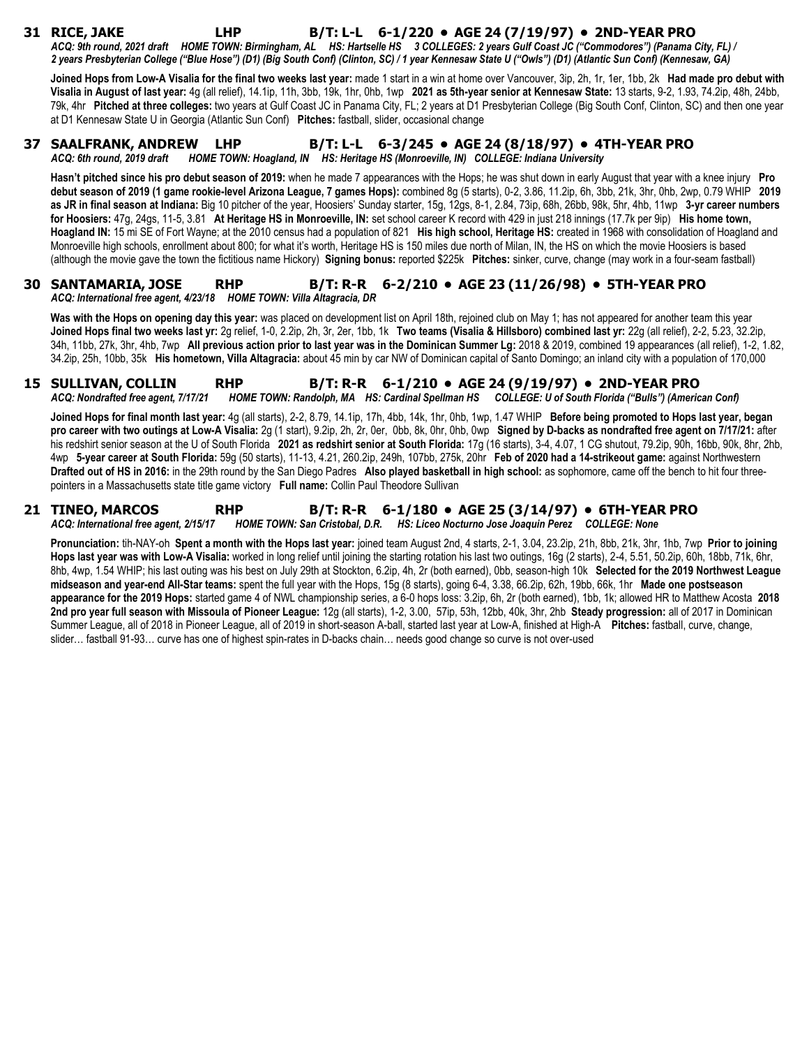## 31 RICE, JAKE LHP B/T: L-L 6-1/220 • AGE 24 (7/19/97) • 2ND-YEAR PRO

*ACQ: 9th round, 2021 draft HOME TOWN: Birmingham, AL HS: Hartselle HS 3 COLLEGES: 2 years Gulf Coast JC ("Commodores") (Panama City, FL) / 2 years Presbyterian College ("Blue Hose") (D1) (Big South Conf) (Clinton, SC) / 1 year Kennesaw State U ("Owls") (D1) (Atlantic Sun Conf) (Kennesaw, GA)*

**Joined Hops from Low-A Visalia for the final two weeks last year:** made 1 start in a win at home over Vancouver, 3ip, 2h, 1r, 1er, 1bb, 2k **Had made pro debut with Visalia in August of last year:** 4g (all relief), 14.1ip, 11h, 3bb, 19k, 1hr, 0hb, 1wp **2021 as 5th-year senior at Kennesaw State:** 13 starts, 9-2, 1.93, 74.2ip, 48h, 24bb, 79k, 4hr **Pitched at three colleges:** two years at Gulf Coast JC in Panama City, FL; 2 years at D1 Presbyterian College (Big South Conf, Clinton, SC) and then one year at D1 Kennesaw State U in Georgia (Atlantic Sun Conf) **Pitches:** fastball, slider, occasional change

## 37 SAALFRANK, ANDREW LHP B/T: L-L 6-3/245 • AGE 24 (8/18/97) • 4TH-YEAR PRO

*ACQ: 6th round, 2019 draft HOME TOWN: Hoagland, IN HS: Heritage HS (Monroeville, IN) COLLEGE: Indiana University*

**Hasn't pitched since his pro debut season of 2019:** when he made 7 appearances with the Hops; he was shut down in early August that year with a knee injury **Pro debut season of 2019 (1 game rookie-level Arizona League, 7 games Hops):** combined 8g (5 starts), 0-2, 3.86, 11.2ip, 6h, 3bb, 21k, 3hr, 0hb, 2wp, 0.79 WHIP **2019 as JR in final season at Indiana:** Big 10 pitcher of the year, Hoosiers' Sunday starter, 15g, 12gs, 8-1, 2.84, 73ip, 68h, 26bb, 98k, 5hr, 4hb, 11wp **3-yr career numbers for Hoosiers:** 47g, 24gs, 11-5, 3.81 **At Heritage HS in Monroeville, IN:** set school career K record with 429 in just 218 innings (17.7k per 9ip) **His home town, Hoagland IN:** 15 mi SE of Fort Wayne; at the 2010 census had a population of 821 **His high school, Heritage HS:** created in 1968 with consolidation of Hoagland and Monroeville high schools, enrollment about 800; for what it's worth, Heritage HS is 150 miles due north of Milan, IN, the HS on which the movie Hoosiers is based (although the movie gave the town the fictitious name Hickory) **Signing bonus:** reported $225k **Pitches:** sinker, curve, change (may work in a four-seam fastball)

## 30 SANTAMARIA, JOSE RHP B/T: R-R 6-2/210 • AGE 23 (11/26/98) • 5TH-YEAR PRO

*ACQ: International free agent, 4/23/18 HOME TOWN: Villa Altagracia, DR*

**Was with the Hops on opening day this year:** was placed on development list on April 18th, rejoined club on May 1; has not appeared for another team this year **Joined Hops final two weeks last yr:** 2g relief, 1-0, 2.2ip, 2h, 3r, 2er, 1bb, 1k **Two teams (Visalia & Hillsboro) combined last yr:** 22g (all relief), 2-2, 5.23, 32.2ip, 34h, 11bb, 27k, 3hr, 4hb, 7wp **All previous action prior to last year was in the Dominican Summer Lg:** 2018 & 2019, combined 19 appearances (all relief), 1-2, 1.82, 34.2ip, 25h, 10bb, 35k **His hometown, Villa Altagracia:** about 45 min by car NW of Dominican capital of Santo Domingo; an inland city with a population of 170,000

## 15 SULLIVAN, COLLIN RHP B/T: R-R 6-1/210 • AGE 24 (9/19/97) • 2ND-YEAR PRO

*ACQ: Nondrafted free agent, 7/17/21 HOME TOWN: Randolph, MA HS: Cardinal Spellman HS COLLEGE: U of South Florida ("Bulls") (American Conf)*

**Joined Hops for final month last year:** 4g (all starts), 2-2, 8.79, 14.1ip, 17h, 4bb, 14k, 1hr, 0hb, 1wp, 1.47 WHIP **Before being promoted to Hops last year, began pro career with two outings at Low-A Visalia:** 2g (1 start), 9.2ip, 2h, 2r, 0er, 0bb, 8k, 0hr, 0hb, 0wp **Signed by D-backs as nondrafted free agent on 7/17/21:** after his redshirt senior season at the U of South Florida **2021 as redshirt senior at South Florida:** 17g (16 starts), 3-4, 4.07, 1 CG shutout, 79.2ip, 90h, 16bb, 90k, 8hr, 2hb, 4wp **5-year career at South Florida:** 59g (50 starts), 11-13, 4.21, 260.2ip, 249h, 107bb, 275k, 20hr **Feb of 2020 had a 14-strikeout game:** against Northwestern **Drafted out of HS in 2016:** in the 29th round by the San Diego Padres **Also played basketball in high school:** as sophomore, came off the bench to hit four three-pointers in a Massachusetts state title game victory **Full name:** Collin Paul Theodore Sullivan

## 21 TINEO, MARCOS RHP B/T: R-R 6-1/180 • AGE 25 (3/14/97) • 6TH-YEAR PRO

*ACQ: International free agent, 2/15/17 HOME TOWN: San Cristobal, D.R. HS: Liceo Nocturno Jose Joaquin Perez COLLEGE: None*

**Pronunciation:** tih-NAY-oh **Spent a month with the Hops last year:** joined team August 2nd, 4 starts, 2-1, 3.04, 23.2ip, 21h, 8bb, 21k, 3hr, 1hb, 7wp **Prior to joining Hops last year was with Low-A Visalia:** worked in long relief until joining the starting rotation his last two outings, 16g (2 starts), 2-4, 5.51, 50.2ip, 60h, 18bb, 71k, 6hr, 8hb, 4wp, 1.54 WHIP; his last outing was his best on July 29th at Stockton, 6.2ip, 4h, 2r (both earned), 0bb, season-high 10k **Selected for the 2019 Northwest League midseason and year-end All-Star teams:** spent the full year with the Hops, 15g (8 starts), going 6-4, 3.38, 66.2ip, 62h, 19bb, 66k, 1hr **Made one postseason appearance for the 2019 Hops:** started game 4 of NWL championship series, a 6-0 hops loss: 3.2ip, 6h, 2r (both earned), 1bb, 1k; allowed HR to Matthew Acosta **2018 2nd pro year full season with Missoula of Pioneer League:** 12g (all starts), 1-2, 3.00, 57ip, 53h, 12bb, 40k, 3hr, 2hb **Steady progression:** all of 2017 in Dominican Summer League, all of 2018 in Pioneer League, all of 2019 in short-season A-ball, started last year at Low-A, finished at High-A **Pitches:** fastball, curve, change, slider… fastball 91-93… curve has one of highest spin-rates in D-backs chain… needs good change so curve is not over-used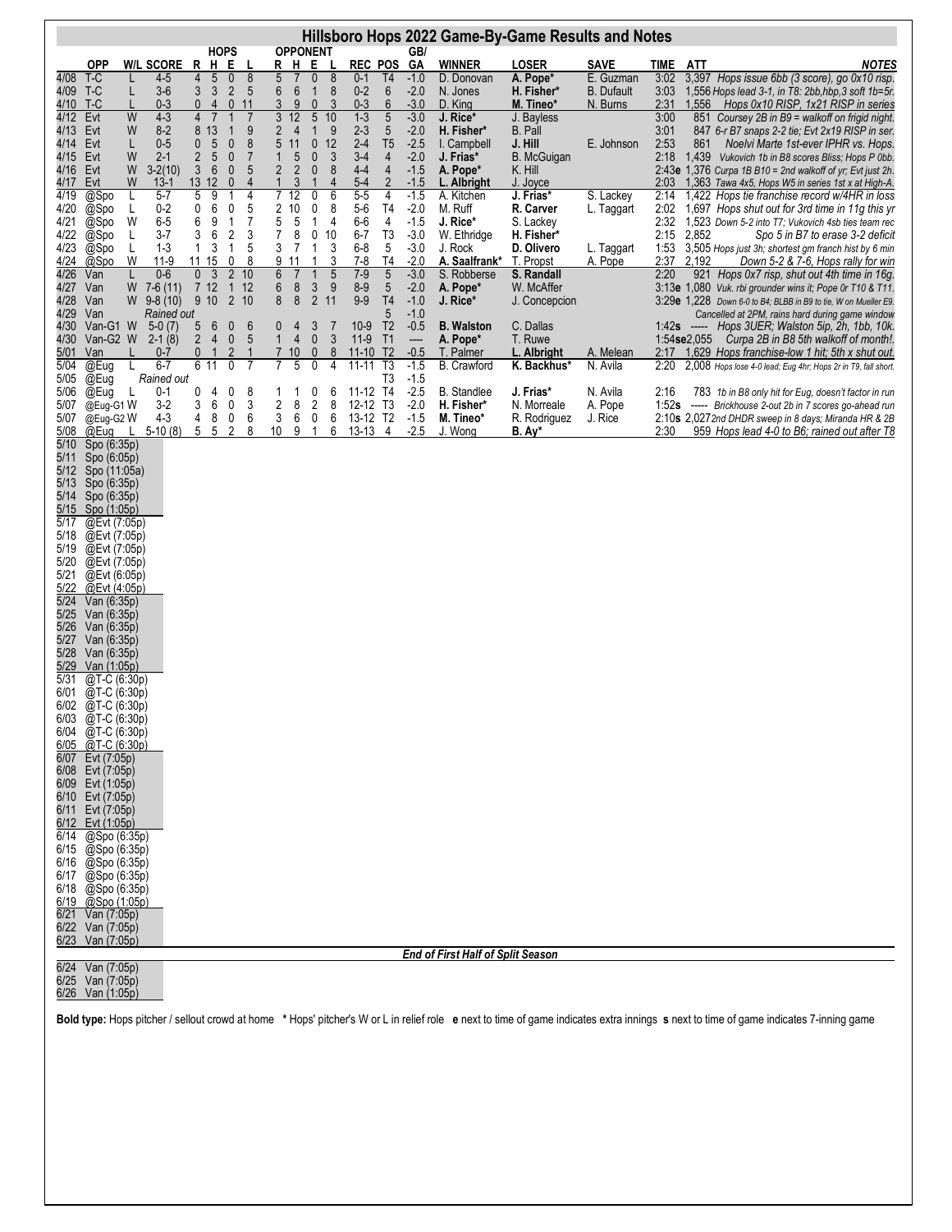# Hillsboro Hops 2022 Game-By-Game Results and Notes

| | OPP | W/L | SCORE | HOPS R | H | E | L | OPPONENT R | H | E | L | REC | POS | GB/GA | WINNER | LOSER | SAVE | TIME | ATT | NOTES |
|---|---|---|---|---|---|---|---|---|---|---|---|---|---|---|---|---|---|---|---|---|
| 4/08 | T-C | L | 4-5 | 4 | 5 | 0 | 8 | 5 | 7 | 0 | 8 | 0-1 | T4 | -1.0 | D. Donovan | **A. Pope*** | E. Guzman | 3:02 | 3,397 | *Hops issue 6bb (3 score), go 0x10 risp.* |
| 4/09 | T-C | L | 3-6 | 3 | 3 | 2 | 5 | 6 | 6 | 1 | 8 | 0-2 | 6 | -2.0 | N. Jones | **H. Fisher*** | B. Dufault | 3:03 | 1,556 | *Hops lead 3-1, in T8: 2bb,hbp,3 soft 1b=5r.* |
| 4/10 | T-C | L | 0-3 | 0 | 4 | 0 | 11 | 3 | 9 | 0 | 3 | 0-3 | 6 | -3.0 | D. King | **M. Tineo*** | N. Burns | 2:31 | 1,556 | *Hops 0x10 RISP, 1x21 RISP in series* |
| 4/12 | Evt | W | 4-3 | 4 | 7 | 1 | 7 | 3 | 12 | 5 | 10 | 1-3 | 5 | -3.0 | **J. Rice*** | J. Bayless | | 3:00 | 851 | *Coursey 2B in B9 = walkoff on frigid night.* |
| 4/13 | Evt | W | 8-2 | 8 | 13 | 1 | 9 | 2 | 4 | 1 | 9 | 2-3 | 5 | -2.0 | **H. Fisher*** | B. Pall | | 3:01 | 847 | *6-r B7 snaps 2-2 tie; Evt 2x19 RISP in ser.* |
| 4/14 | Evt | L | 0-5 | 0 | 5 | 0 | 8 | 5 | 11 | 0 | 12 | 2-4 | T5 | -2.5 | I. Campbell | **J. Hill** | E. Johnson | 2:53 | 861 | *Noelvi Marte 1st-ever IPHR vs. Hops.* |
| 4/15 | Evt | W | 2-1 | 2 | 5 | 0 | 7 | 1 | 5 | 0 | 3 | 3-4 | 4 | -2.0 | **J. Frias*** | B. McGuigan | | 2:18 | 1,439 | *Vukovich 1b in B8 scores Bliss; Hops P 0bb.* |
| 4/16 | Evt | W | 3-2(10) | 3 | 6 | 0 | 5 | 2 | 2 | 0 | 8 | 4-4 | 4 | -1.5 | **A. Pope*** | K. Hill | | 2:43**e** | 1,376 | *Curpa 1B B10 = 2nd walkoff of yr; Evt just 2h.* |
| 4/17 | Evt | W | 13-1 | 13 | 12 | 0 | 4 | 1 | 3 | 1 | 4 | 5-4 | 2 | -1.5 | **L. Albright** | J. Joyce | | 2:03 | 1,363 | *Tawa 4x5, Hops W5 in series 1st x at High-A.* |
| 4/19 | @Spo | L | 5-7 | 5 | 9 | 1 | 4 | 7 | 12 | 0 | 6 | 5-5 | 4 | -1.5 | A. Kitchen | **J. Frias*** | S. Lackey | 2:14 | 1,422 | *Hops tie franchise record w/4HR in loss* |
| 4/20 | @Spo | L | 0-2 | 0 | 6 | 0 | 5 | 2 | 10 | 0 | 8 | 5-6 | T4 | -2.0 | M. Ruff | **R. Carver** | L. Taggart | 2:02 | 1,697 | *Hops shut out for 3rd time in 11g this yr* |
| 4/21 | @Spo | W | 6-5 | 6 | 9 | 1 | 7 | 5 | 5 | 1 | 4 | 6-6 | 4 | -1.5 | **J. Rice*** | S. Lackey | | 2:32 | 1,523 | *Down 5-2 into T7; Vukovich 4sb ties team rec* |
| 4/22 | @Spo | L | 3-7 | 3 | 6 | 2 | 3 | 7 | 8 | 0 | 10 | 6-7 | T3 | -3.0 | W. Ethridge | **H. Fisher*** | | 2:15 | 2,852 | *Spo 5 in B7 to erase 3-2 deficit* |
| 4/23 | @Spo | L | 1-3 | 1 | 3 | 1 | 5 | 3 | 7 | 1 | 3 | 6-8 | 5 | -3.0 | J. Rock | **D. Olivero** | L. Taggart | 1:53 | 3,505 | *Hops just 3h; shortest gm franch hist by 6 min* |
| 4/24 | @Spo | W | 11-9 | 11 | 15 | 0 | 8 | 9 | 11 | 1 | 3 | 7-8 | T4 | -2.0 | **A. Saalfrank*** | T. Propst | A. Pope | 2:37 | 2,192 | *Down 5-2 & 7-6, Hops rally for win* |
| 4/26 | Van | L | 0-6 | 0 | 3 | 2 | 10 | 6 | 7 | 1 | 5 | 7-9 | 5 | -3.0 | S. Robberse | **S. Randall** | | 2:20 | 921 | *Hops 0x7 risp, shut out 4th time in 16g.* |
| 4/27 | Van | W | 7-6 (11) | 7 | 12 | 1 | 12 | 6 | 8 | 3 | 9 | 8-9 | 5 | -2.0 | **A. Pope*** | W. McAffer | | 3:13**e** | 1,080 | *Vuk. rbi grounder wins it; Pope 0r T10 & T11.* |
| 4/28 | Van | W | 9-8 (10) | 9 | 10 | 2 | 10 | 8 | 8 | 2 | 11 | 9-9 | T4 | -1.0 | **J. Rice*** | J. Concepcion | | 3:29**e** | 1,228 | *Down 6-0 to B4; BLBB in B9 to tie, W on Mueller E9.* |
| 4/29 | Van | | *Rained out* | | | | | | | | | | 5 | -1.0 | | | | | | *Cancelled at 2PM, rains hard during game window* |
| 4/30 | Van-G1 | W | 5-0 (7) | 5 | 6 | 0 | 6 | 0 | 4 | 3 | 7 | 10-9 | T2 | -0.5 | **B. Walston** | C. Dallas | | 1:42**s** | ----- | *Hops 3UER; Walston 5ip, 2h, 1bb, 10k.* |
| 4/30 | Van-G2 | W | 2-1 (8) | 2 | 4 | 0 | 5 | 1 | 4 | 0 | 3 | 11-9 | T1 | ---- | **A. Pope*** | T. Ruwe | | 1:54**se** | 2,055 | *Curpa 2B in B8 5th walkoff of month!.* |
| 5/01 | Van | L | 0-7 | 0 | 1 | 2 | 1 | 7 | 10 | 0 | 8 | 11-10 | T2 | -0.5 | T. Palmer | **L. Albright** | A. Melean | 2:17 | 1,629 | *Hops franchise-low 1 hit; 5th x shut out.* |
| 5/04 | @Eug | L | 6-7 | 6 | 11 | 0 | 7 | 7 | 5 | 0 | 4 | 11-11 | T3 | -1.5 | B. Crawford | **K. Backhus*** | N. Avila | 2:20 | 2,008 | *Hops lose 4-0 lead; Eug 4hr; Hops 2r in T9, fall short.* |
| 5/05 | @Eug | | *Rained out* | | | | | | | | | | T3 | -1.5 | | | | | | |
| 5/06 | @Eug | L | 0-1 | 0 | 4 | 0 | 8 | 1 | 1 | 0 | 6 | 11-12 | T4 | -2.5 | B. Standlee | **J. Frias*** | N. Avila | 2:16 | 783 | *1b in B8 only hit for Eug, doesn't factor in run* |
| 5/07 | @Eug-G1 | W | 3-2 | 3 | 6 | 0 | 3 | 2 | 8 | 2 | 8 | 12-12 | T3 | -2.0 | **H. Fisher*** | N. Morreale | A. Pope | 1:52**s** | ----- | *Brickhouse 2-out 2b in 7 scores go-ahead run* |
| 5/07 | @Eug-G2 | W | 4-3 | 4 | 8 | 0 | 6 | 3 | 6 | 0 | 6 | 13-12 | T2 | -1.5 | **M. Tineo*** | R. Rodriguez | J. Rice | 2:10**s** | 2,027 | *2nd DHDR sweep in 8 days; Miranda HR & 2B* |
| 5/08 | @Eug | L | 5-10 (8) | 5 | 5 | 2 | 8 | 10 | 9 | 1 | 6 | 13-13 | 4 | -2.5 | J. Wong | **B. Ay*** | | 2:30 | 959 | *Hops lead 4-0 to B6; rained out after T8* |
| 5/10 | Spo (6:35p) | | | | | | | | | | | | | | | | | | | |
| 5/11 | Spo (6:05p) | | | | | | | | | | | | | | | | | | | |
| 5/12 | Spo (11:05a) | | | | | | | | | | | | | | | | | | | |
| 5/13 | Spo (6:35p) | | | | | | | | | | | | | | | | | | | |
| 5/14 | Spo (6:35p) | | | | | | | | | | | | | | | | | | | |
| 5/15 | Spo (1:05p) | | | | | | | | | | | | | | | | | | | |
| 5/17 | @Evt (7:05p) | | | | | | | | | | | | | | | | | | | |
| 5/18 | @Evt (7:05p) | | | | | | | | | | | | | | | | | | | |
| 5/19 | @Evt (7:05p) | | | | | | | | | | | | | | | | | | | |
| 5/20 | @Evt (7:05p) | | | | | | | | | | | | | | | | | | | |
| 5/21 | @Evt (6:05p) | | | | | | | | | | | | | | | | | | | |
| 5/22 | @Evt (4:05p) | | | | | | | | | | | | | | | | | | | |
| 5/24 | Van (6:35p) | | | | | | | | | | | | | | | | | | | |
| 5/25 | Van (6:35p) | | | | | | | | | | | | | | | | | | | |
| 5/26 | Van (6:35p) | | | | | | | | | | | | | | | | | | | |
| 5/27 | Van (6:35p) | | | | | | | | | | | | | | | | | | | |
| 5/28 | Van (6:35p) | | | | | | | | | | | | | | | | | | | |
| 5/29 | Van (1:05p) | | | | | | | | | | | | | | | | | | | |
| 5/31 | @T-C (6:30p) | | | | | | | | | | | | | | | | | | | |
| 6/01 | @T-C (6:30p) | | | | | | | | | | | | | | | | | | | |
| 6/02 | @T-C (6:30p) | | | | | | | | | | | | | | | | | | | |
| 6/03 | @T-C (6:30p) | | | | | | | | | | | | | | | | | | | |
| 6/04 | @T-C (6:30p) | | | | | | | | | | | | | | | | | | | |
| 6/05 | @T-C (6:30p) | | | | | | | | | | | | | | | | | | | |
| 6/07 | Evt (7:05p) | | | | | | | | | | | | | | | | | | | |
| 6/08 | Evt (7:05p) | | | | | | | | | | | | | | | | | | | |
| 6/09 | Evt (1:05p) | | | | | | | | | | | | | | | | | | | |
| 6/10 | Evt (7:05p) | | | | | | | | | | | | | | | | | | | |
| 6/11 | Evt (7:05p) | | | | | | | | | | | | | | | | | | | |
| 6/12 | Evt (1:05p) | | | | | | | | | | | | | | | | | | | |
| 6/14 | @Spo (6:35p) | | | | | | | | | | | | | | | | | | | |
| 6/15 | @Spo (6:35p) | | | | | | | | | | | | | | | | | | | |
| 6/16 | @Spo (6:35p) | | | | | | | | | | | | | | | | | | | |
| 6/17 | @Spo (6:35p) | | | | | | | | | | | | | | | | | | | |
| 6/18 | @Spo (6:35p) | | | | | | | | | | | | | | | | | | | |
| 6/19 | @Spo (1:05p) | | | | | | | | | | | | | | | | | | | |
| 6/21 | Van (7:05p) | | | | | | | | | | | | | | | | | | | |
| 6/22 | Van (7:05p) | | | | | | | | | | | | | | | | | | | |
| 6/23 | Van (7:05p) | | | | | | | | | | | | | | | | | | | |

***End of First Half of Split Season***

| | OPP |
|---|---|
| 6/24 | Van (7:05p) |
| 6/25 | Van (7:05p) |
| 6/26 | Van (1:05p) |

**Bold type:** Hops pitcher / sellout crowd at home  * Hops' pitcher's W or L in relief role  **e** next to time of game indicates extra innings  **s** next to time of game indicates 7-inning game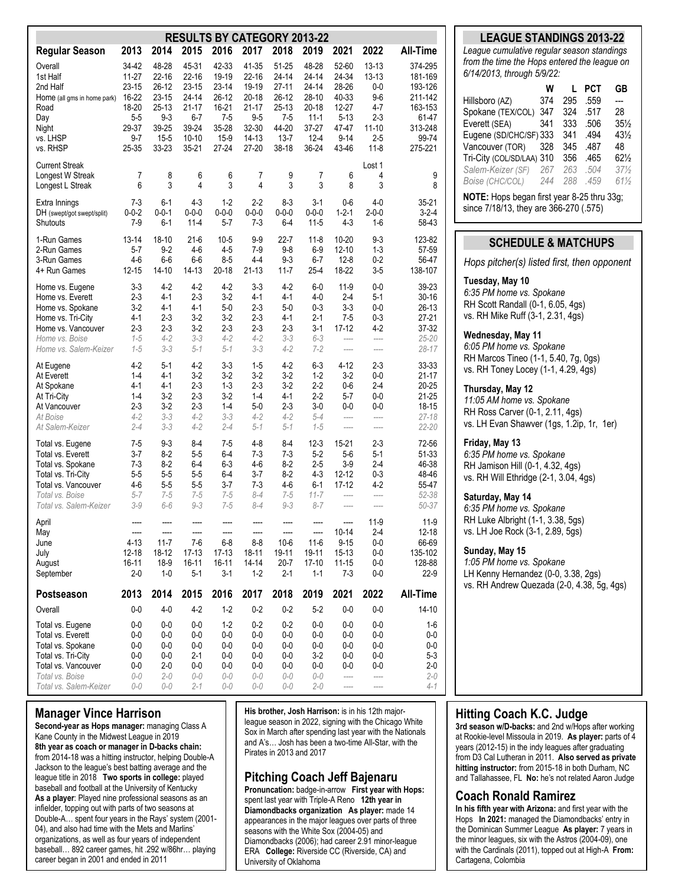## RESULTS BY CATEGORY 2013-22

| Regular Season | 2013 | 2014 | 2015 | 2016 | 2017 | 2018 | 2019 | 2021 | 2022 | All-Time |
|---|---|---|---|---|---|---|---|---|---|---|
| Overall | 34-42 | 48-28 | 45-31 | 42-33 | 41-35 | 51-25 | 48-28 | 52-60 | 13-13 | 374-295 |
| 1st Half | 11-27 | 22-16 | 22-16 | 19-19 | 22-16 | 24-14 | 24-14 | 24-34 | 13-13 | 181-169 |
| 2nd Half | 23-15 | 26-12 | 23-15 | 23-14 | 19-19 | 27-11 | 24-14 | 28-26 | 0-0 | 193-126 |
| Home (all gms in home park) | 16-22 | 23-15 | 24-14 | 26-12 | 20-18 | 26-12 | 28-10 | 40-33 | 9-6 | 211-142 |
| Road | 18-20 | 25-13 | 21-17 | 16-21 | 21-17 | 25-13 | 20-18 | 12-27 | 4-7 | 163-153 |
| Day | 5-5 | 9-3 | 6-7 | 7-5 | 9-5 | 7-5 | 11-1 | 5-13 | 2-3 | 61-47 |
| Night | 29-37 | 39-25 | 39-24 | 35-28 | 32-30 | 44-20 | 37-27 | 47-47 | 11-10 | 313-248 |
| vs. LHSP | 9-7 | 15-5 | 10-10 | 15-9 | 14-13 | 13-7 | 12-4 | 9-14 | 2-5 | 99-74 |
| vs. RHSP | 25-35 | 33-23 | 35-21 | 27-24 | 27-20 | 38-18 | 36-24 | 43-46 | 11-8 | 275-221 |
| Current Streak | | | | | | | | | Lost 1 | |
| Longest W Streak | 7 | 8 | 6 | 6 | 7 | 9 | 7 | 6 | 4 | 9 |
| Longest L Streak | 6 | 3 | 4 | 3 | 4 | 3 | 3 | 8 | 3 | 8 |
| Extra Innings | 7-3 | 6-1 | 4-3 | 1-2 | 2-2 | 8-3 | 3-1 | 0-6 | 4-0 | 35-21 |
| DH (swept/got swept/split) | 0-0-2 | 0-0-1 | 0-0-0 | 0-0-0 | 0-0-0 | 0-0-0 | 0-0-0 | 1-2-1 | 2-0-0 | 3-2-4 |
| Shutouts | 7-9 | 6-1 | 11-4 | 5-7 | 7-3 | 6-4 | 11-5 | 4-3 | 1-6 | 58-43 |
| 1-Run Games | 13-14 | 18-10 | 21-6 | 10-5 | 9-9 | 22-7 | 11-8 | 10-20 | 9-3 | 123-82 |
| 2-Run Games | 5-7 | 9-2 | 4-6 | 4-5 | 7-9 | 9-8 | 6-9 | 12-10 | 1-3 | 57-59 |
| 3-Run Games | 4-6 | 6-6 | 6-6 | 8-5 | 4-4 | 9-3 | 6-7 | 12-8 | 0-2 | 56-47 |
| 4+ Run Games | 12-15 | 14-10 | 14-13 | 20-18 | 21-13 | 11-7 | 25-4 | 18-22 | 3-5 | 138-107 |
| Home vs. Eugene | 3-3 | 4-2 | 4-2 | 4-2 | 3-3 | 4-2 | 6-0 | 11-9 | 0-0 | 39-23 |
| Home vs. Everett | 2-3 | 4-1 | 2-3 | 3-2 | 4-1 | 4-1 | 4-0 | 2-4 | 5-1 | 30-16 |
| Home vs. Spokane | 3-2 | 4-1 | 4-1 | 5-0 | 2-3 | 5-0 | 0-3 | 3-3 | 0-0 | 26-13 |
| Home vs. Tri-City | 4-1 | 2-3 | 3-2 | 3-2 | 2-3 | 4-1 | 2-1 | 7-5 | 0-3 | 27-21 |
| Home vs. Vancouver | 2-3 | 2-3 | 3-2 | 2-3 | 2-3 | 2-3 | 3-1 | 17-12 | 4-2 | 37-32 |
| *Home vs. Boise* | *1-5* | *4-2* | *3-3* | *4-2* | *4-2* | *3-3* | *6-3* | ---- | ---- | *25-20* |
| *Home vs. Salem-Keizer* | *1-5* | *3-3* | *5-1* | *5-1* | *3-3* | *4-2* | *7-2* | ---- | ---- | *28-17* |
| At Eugene | 4-2 | 5-1 | 4-2 | 3-3 | 1-5 | 4-2 | 6-3 | 4-12 | 2-3 | 33-33 |
| At Everett | 1-4 | 4-1 | 3-2 | 3-2 | 3-2 | 3-2 | 1-2 | 3-2 | 0-0 | 21-17 |
| At Spokane | 4-1 | 4-1 | 2-3 | 1-3 | 2-3 | 3-2 | 2-2 | 0-6 | 2-4 | 20-25 |
| At Tri-City | 1-4 | 3-2 | 2-3 | 3-2 | 1-4 | 4-1 | 2-2 | 5-7 | 0-0 | 21-25 |
| At Vancouver | 2-3 | 3-2 | 2-3 | 1-4 | 5-0 | 2-3 | 3-0 | 0-0 | 0-0 | 18-15 |
| *At Boise* | *4-2* | *3-3* | *4-2* | *3-3* | *4-2* | *4-2* | *5-4* | ---- | ---- | *27-18* |
| *At Salem-Keizer* | *2-4* | *3-3* | *4-2* | *2-4* | *5-1* | *5-1* | *1-5* | ---- | ---- | *22-20* |
| Total vs. Eugene | 7-5 | 9-3 | 8-4 | 7-5 | 4-8 | 8-4 | 12-3 | 15-21 | 2-3 | 72-56 |
| Total vs. Everett | 3-7 | 8-2 | 5-5 | 6-4 | 7-3 | 7-3 | 5-2 | 5-6 | 5-1 | 51-33 |
| Total vs. Spokane | 7-3 | 8-2 | 6-4 | 6-3 | 4-6 | 8-2 | 2-5 | 3-9 | 2-4 | 46-38 |
| Total vs. Tri-City | 5-5 | 5-5 | 5-5 | 6-4 | 3-7 | 8-2 | 4-3 | 12-12 | 0-3 | 48-46 |
| Total vs. Vancouver | 4-6 | 5-5 | 5-5 | 3-7 | 7-3 | 4-6 | 6-1 | 17-12 | 4-2 | 55-47 |
| *Total vs. Boise* | *5-7* | *7-5* | *7-5* | *7-5* | *8-4* | *7-5* | *11-7* | ---- | ---- | *52-38* |
| *Total vs. Salem-Keizer* | *3-9* | *6-6* | *9-3* | *7-5* | *8-4* | *9-3* | *8-7* | ---- | ---- | *50-37* |
| April | ---- | ---- | ---- | ---- | ---- | ---- | ---- | ---- | 11-9 | 11-9 |
| May | ---- | ---- | ---- | ---- | ---- | ---- | ---- | 10-14 | 2-4 | 12-18 |
| June | 4-13 | 11-7 | 7-6 | 6-8 | 8-8 | 10-6 | 11-6 | 9-15 | 0-0 | 66-69 |
| July | 12-18 | 18-12 | 17-13 | 17-13 | 18-11 | 19-11 | 19-11 | 15-13 | 0-0 | 135-102 |
| August | 16-11 | 18-9 | 16-11 | 16-11 | 14-14 | 20-7 | 17-10 | 11-15 | 0-0 | 128-88 |
| September | 2-0 | 1-0 | 5-1 | 3-1 | 1-2 | 2-1 | 1-1 | 7-3 | 0-0 | 22-9 |

| Postseason | 2013 | 2014 | 2015 | 2016 | 2017 | 2018 | 2019 | 2021 | 2022 | All-Time |
|---|---|---|---|---|---|---|---|---|---|---|
| Overall | 0-0 | 4-0 | 4-2 | 1-2 | 0-2 | 0-2 | 5-2 | 0-0 | 0-0 | 14-10 |
| Total vs. Eugene | 0-0 | 0-0 | 0-0 | 1-2 | 0-2 | 0-2 | 0-0 | 0-0 | 0-0 | 1-6 |
| Total vs. Everett | 0-0 | 0-0 | 0-0 | 0-0 | 0-0 | 0-0 | 0-0 | 0-0 | 0-0 | 0-0 |
| Total vs. Spokane | 0-0 | 0-0 | 0-0 | 0-0 | 0-0 | 0-0 | 0-0 | 0-0 | 0-0 | 0-0 |
| Total vs. Tri-City | 0-0 | 0-0 | 2-1 | 0-0 | 0-0 | 0-0 | 3-2 | 0-0 | 0-0 | 5-3 |
| Total vs. Vancouver | 0-0 | 2-0 | 0-0 | 0-0 | 0-0 | 0-0 | 0-0 | 0-0 | 0-0 | 2-0 |
| *Total vs. Boise* | *0-0* | *2-0* | *0-0* | *0-0* | *0-0* | *0-0* | *0-0* | ---- | ---- | *2-0* |
| *Total vs. Salem-Keizer* | *0-0* | *0-0* | *2-1* | *0-0* | *0-0* | *0-0* | *2-0* | ---- | ---- | *4-1* |

## LEAGUE STANDINGS 2013-22

*League cumulative regular season standings from the time the Hops entered the league on 6/14/2013, through 5/9/22:*

| | W | L | PCT | GB |
|---|---|---|---|---|
| Hillsboro (AZ) | 374 | 295 | .559 | --- |
| Spokane (TEX/COL) | 347 | 324 | .517 | 28 |
| Everett (SEA) | 341 | 333 | .506 | 35½ |
| Eugene (SD/CHC/SF) | 333 | 341 | .494 | 43½ |
| Vancouver (TOR) | 328 | 345 | .487 | 48 |
| Tri-City (COL/SD/LAA) | 310 | 356 | .465 | 62½ |
| *Salem-Keizer (SF)* | *267* | *263* | *.504* | *37½* |
| *Boise (CHC/COL)* | *244* | *288* | *.459* | *61½* |

**NOTE:** Hops began first year 8-25 thru 33g; since 7/18/13, they are 366-270 (.575)

## SCHEDULE & MATCHUPS

*Hops pitcher(s) listed first, then opponent*

**Tuesday, May 10**
*6:35 PM home vs. Spokane*
RH Scott Randall (0-1, 6.05, 4gs)
vs. RH Mike Ruff (3-1, 2.31, 4gs)

**Wednesday, May 11**
*6:05 PM home vs. Spokane*
RH Marcos Tineo (1-1, 5.40, 7g, 0gs)
vs. RH Toney Locey (1-1, 4.29, 4gs)

**Thursday, May 12**
*11:05 AM home vs. Spokane*
RH Ross Carver (0-1, 2.11, 4gs)
vs. LH Evan Shawver (1gs, 1.2ip, 1r, 1er)

**Friday, May 13**
*6:35 PM home vs. Spokane*
RH Jamison Hill (0-1, 4.32, 4gs)
vs. RH Will Ethridge (2-1, 3.04, 4gs)

**Saturday, May 14**
*6:35 PM home vs. Spokane*
RH Luke Albright (1-1, 3.38, 5gs)
vs. LH Joe Rock (3-1, 2.89, 5gs)

**Sunday, May 15**
*1:05 PM home vs. Spokane*
LH Kenny Hernandez (0-0, 3.38, 2gs)
vs. RH Andrew Quezada (2-0, 4.38, 5g, 4gs)

## Manager Vince Harrison

**Second-year as Hops manager:** managing Class A Kane County in the Midwest League in 2019 **8th year as coach or manager in D-backs chain:** from 2014-18 was a hitting instructor, helping Double-A Jackson to the league's best batting average and the league title in 2018 **Two sports in college:** played baseball and football at the University of Kentucky **As a player**: Played nine professional seasons as an infielder, topping out with parts of two seasons at Double-A… spent four years in the Rays' system (2001-04), and also had time with the Mets and Marlins' organizations, as well as four years of independent baseball… 892 career games, hit .292 w/86hr… playing career began in 2001 and ended in 2011

**His brother, Josh Harrison:** is in his 12th major-league season in 2022, signing with the Chicago White Sox in March after spending last year with the Nationals and A's… Josh has been a two-time All-Star, with the Pirates in 2013 and 2017

## Pitching Coach Jeff Bajenaru

**Pronunciation:** badge-in-arrow **First year with Hops:** spent last year with Triple-A Reno **12th year in Diamondbacks organization** **As player:** made 14 appearances in the major leagues over parts of three seasons with the White Sox (2004-05) and Diamondbacks (2006); had career 2.91 minor-league ERA **College:** Riverside CC (Riverside, CA) and University of Oklahoma

## Hitting Coach K.C. Judge

**3rd season w/D-backs:** and 2nd w/Hops after working at Rookie-level Missoula in 2019. **As player:** parts of 4 years (2012-15) in the indy leagues after graduating from D3 Cal Lutheran in 2011. **Also served as private hitting instructor:** from 2015-18 in both Durham, NC and Tallahassee, FL **No:** he's not related Aaron Judge

## Coach Ronald Ramirez

**In his fifth year with Arizona:** and first year with the Hops **In 2021:** managed the Diamondbacks' entry in the Dominican Summer League **As player:** 7 years in the minor leagues, six with the Astros (2004-09), one with the Cardinals (2011), topped out at High-A **From:** Cartagena, Colombia